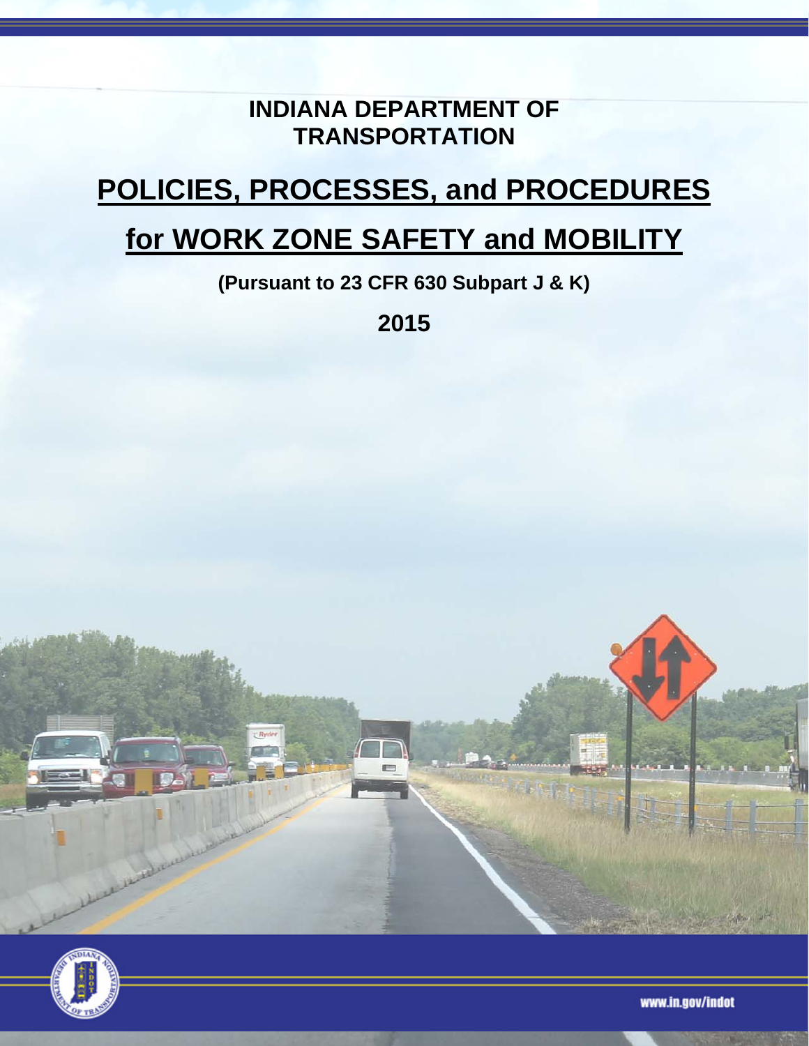# INDIANA DEPARTMENT OF TRANSPORTATION

# POLICIES, PROCESSES, and PROCEDURES for WORK ZONE SAFETY and MOBILITY

**(Pursuant to 23 CFR 630 Subpart J & K)**

**2015**

www.in.gov/indot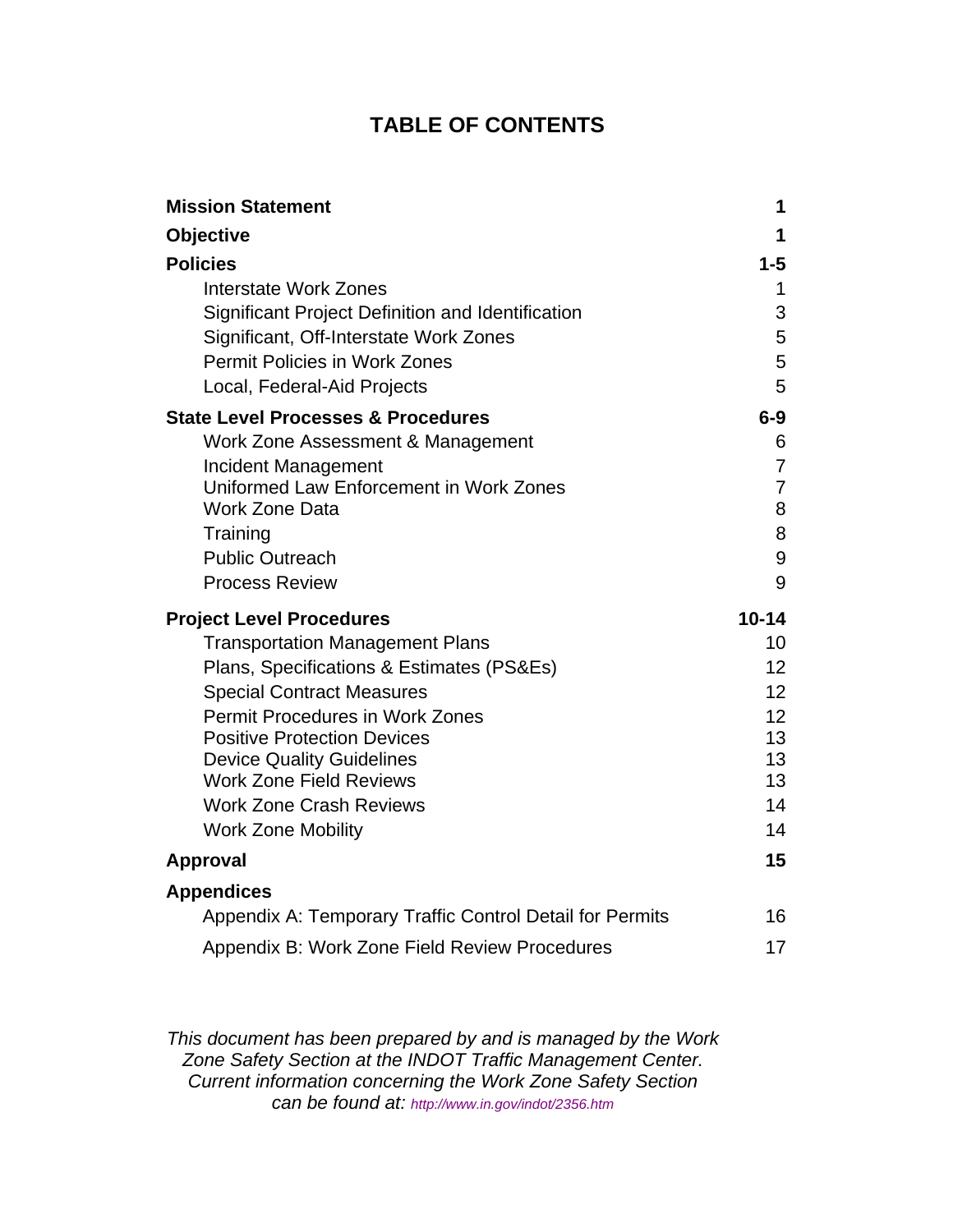# TABLE OF CONTENTS

| | |
|---|---|
| **Mission Statement** | **1** |
| **Objective** | **1** |
| **Policies** | **1-5** |
| Interstate Work Zones | 1 |
| Significant Project Definition and Identification | 3 |
| Significant, Off-Interstate Work Zones | 5 |
| Permit Policies in Work Zones | 5 |
| Local, Federal-Aid Projects | 5 |
| **State Level Processes & Procedures** | **6-9** |
| Work Zone Assessment & Management | 6 |
| Incident Management | 7 |
| Uniformed Law Enforcement in Work Zones | 7 |
| Work Zone Data | 8 |
| Training | 8 |
| Public Outreach | 9 |
| Process Review | 9 |
| **Project Level Procedures** | **10-14** |
| Transportation Management Plans | 10 |
| Plans, Specifications & Estimates (PS&Es) | 12 |
| Special Contract Measures | 12 |
| Permit Procedures in Work Zones | 12 |
| Positive Protection Devices | 13 |
| Device Quality Guidelines | 13 |
| Work Zone Field Reviews | 13 |
| Work Zone Crash Reviews | 14 |
| Work Zone Mobility | 14 |
| **Approval** | **15** |
| **Appendices** | |
| Appendix A: Temporary Traffic Control Detail for Permits | 16 |
| Appendix B: Work Zone Field Review Procedures | 17 |

*This document has been prepared by and is managed by the Work Zone Safety Section at the INDOT Traffic Management Center. Current information concerning the Work Zone Safety Section can be found at:* http://www.in.gov/indot/2356.htm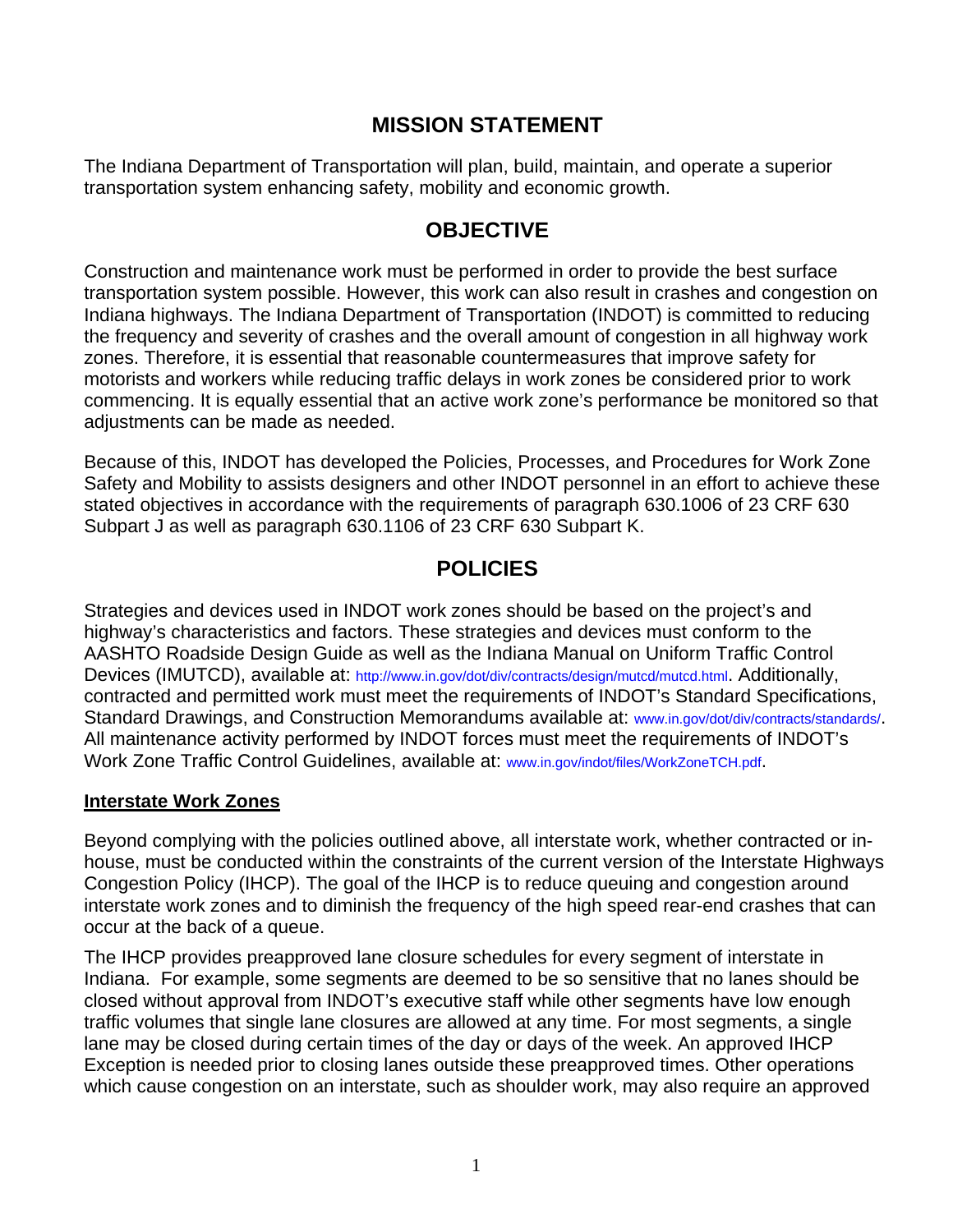## MISSION STATEMENT

The Indiana Department of Transportation will plan, build, maintain, and operate a superior transportation system enhancing safety, mobility and economic growth.

## OBJECTIVE

Construction and maintenance work must be performed in order to provide the best surface transportation system possible. However, this work can also result in crashes and congestion on Indiana highways. The Indiana Department of Transportation (INDOT) is committed to reducing the frequency and severity of crashes and the overall amount of congestion in all highway work zones. Therefore, it is essential that reasonable countermeasures that improve safety for motorists and workers while reducing traffic delays in work zones be considered prior to work commencing. It is equally essential that an active work zone's performance be monitored so that adjustments can be made as needed.

Because of this, INDOT has developed the Policies, Processes, and Procedures for Work Zone Safety and Mobility to assists designers and other INDOT personnel in an effort to achieve these stated objectives in accordance with the requirements of paragraph 630.1006 of 23 CRF 630 Subpart J as well as paragraph 630.1106 of 23 CRF 630 Subpart K.

## POLICIES

Strategies and devices used in INDOT work zones should be based on the project's and highway's characteristics and factors. These strategies and devices must conform to the AASHTO Roadside Design Guide as well as the Indiana Manual on Uniform Traffic Control Devices (IMUTCD), available at: http://www.in.gov/dot/div/contracts/design/mutcd/mutcd.html. Additionally, contracted and permitted work must meet the requirements of INDOT's Standard Specifications, Standard Drawings, and Construction Memorandums available at: www.in.gov/dot/div/contracts/standards/. All maintenance activity performed by INDOT forces must meet the requirements of INDOT's Work Zone Traffic Control Guidelines, available at: www.in.gov/indot/files/WorkZoneTCH.pdf.

### Interstate Work Zones

Beyond complying with the policies outlined above, all interstate work, whether contracted or in-house, must be conducted within the constraints of the current version of the Interstate Highways Congestion Policy (IHCP). The goal of the IHCP is to reduce queuing and congestion around interstate work zones and to diminish the frequency of the high speed rear-end crashes that can occur at the back of a queue.

The IHCP provides preapproved lane closure schedules for every segment of interstate in Indiana. For example, some segments are deemed to be so sensitive that no lanes should be closed without approval from INDOT's executive staff while other segments have low enough traffic volumes that single lane closures are allowed at any time. For most segments, a single lane may be closed during certain times of the day or days of the week. An approved IHCP Exception is needed prior to closing lanes outside these preapproved times. Other operations which cause congestion on an interstate, such as shoulder work, may also require an approved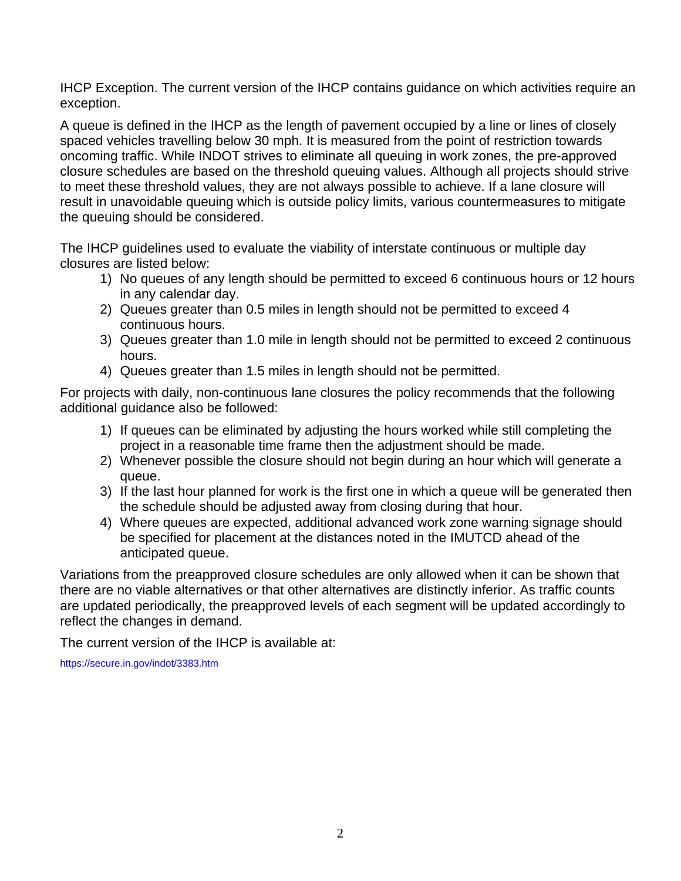IHCP Exception. The current version of the IHCP contains guidance on which activities require an exception.

A queue is defined in the IHCP as the length of pavement occupied by a line or lines of closely spaced vehicles travelling below 30 mph. It is measured from the point of restriction towards oncoming traffic. While INDOT strives to eliminate all queuing in work zones, the pre-approved closure schedules are based on the threshold queuing values. Although all projects should strive to meet these threshold values, they are not always possible to achieve. If a lane closure will result in unavoidable queuing which is outside policy limits, various countermeasures to mitigate the queuing should be considered.

The IHCP guidelines used to evaluate the viability of interstate continuous or multiple day closures are listed below:

1) No queues of any length should be permitted to exceed 6 continuous hours or 12 hours in any calendar day.
2) Queues greater than 0.5 miles in length should not be permitted to exceed 4 continuous hours.
3) Queues greater than 1.0 mile in length should not be permitted to exceed 2 continuous hours.
4) Queues greater than 1.5 miles in length should not be permitted.

For projects with daily, non-continuous lane closures the policy recommends that the following additional guidance also be followed:

1) If queues can be eliminated by adjusting the hours worked while still completing the project in a reasonable time frame then the adjustment should be made.
2) Whenever possible the closure should not begin during an hour which will generate a queue.
3) If the last hour planned for work is the first one in which a queue will be generated then the schedule should be adjusted away from closing during that hour.
4) Where queues are expected, additional advanced work zone warning signage should be specified for placement at the distances noted in the IMUTCD ahead of the anticipated queue.

Variations from the preapproved closure schedules are only allowed when it can be shown that there are no viable alternatives or that other alternatives are distinctly inferior. As traffic counts are updated periodically, the preapproved levels of each segment will be updated accordingly to reflect the changes in demand.

The current version of the IHCP is available at:

https://secure.in.gov/indot/3383.htm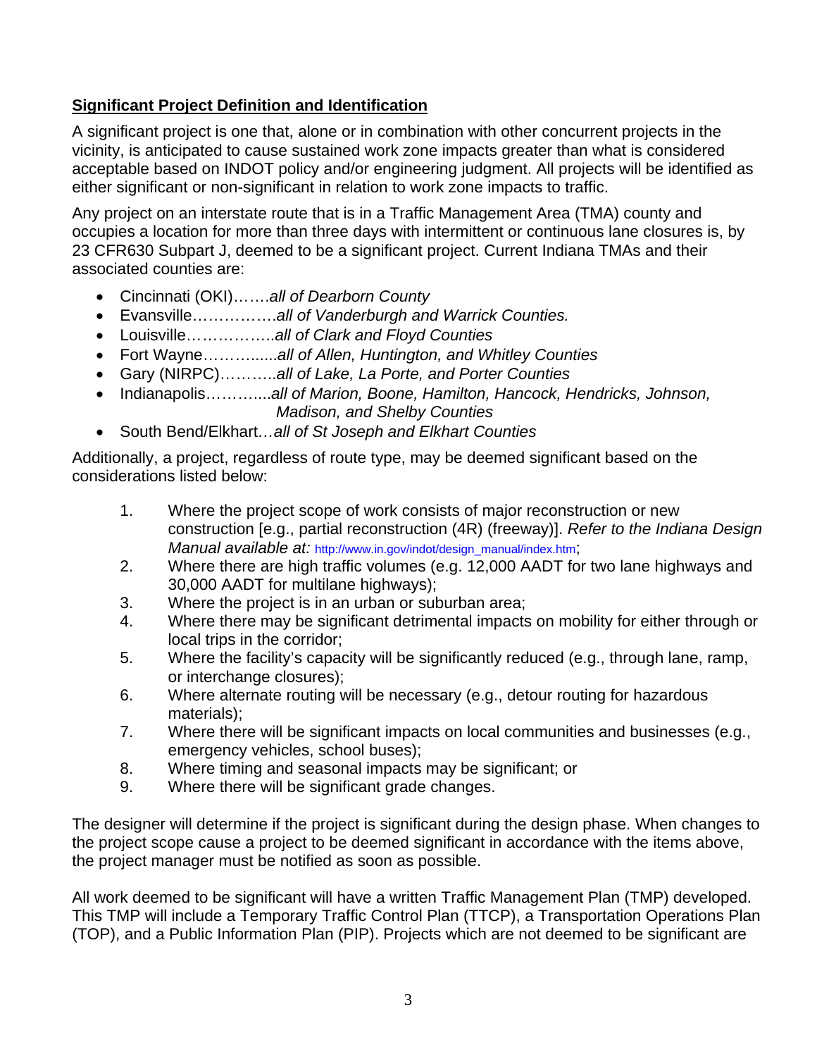**Significant Project Definition and Identification**

A significant project is one that, alone or in combination with other concurrent projects in the vicinity, is anticipated to cause sustained work zone impacts greater than what is considered acceptable based on INDOT policy and/or engineering judgment. All projects will be identified as either significant or non-significant in relation to work zone impacts to traffic.

Any project on an interstate route that is in a Traffic Management Area (TMA) county and occupies a location for more than three days with intermittent or continuous lane closures is, by 23 CFR630 Subpart J, deemed to be a significant project. Current Indiana TMAs and their associated counties are:

- Cincinnati (OKI)…….*all of Dearborn County*
- Evansville…………….*all of Vanderburgh and Warrick Counties.*
- Louisville……………..*all of Clark and Floyd Counties*
- Fort Wayne………......*all of Allen, Huntington, and Whitley Counties*
- Gary (NIRPC)………..*all of Lake, La Porte, and Porter Counties*
- Indianapolis………...*all of Marion, Boone, Hamilton, Hancock, Hendricks, Johnson, Madison, and Shelby Counties*
- South Bend/Elkhart*…all of St Joseph and Elkhart Counties*

Additionally, a project, regardless of route type, may be deemed significant based on the considerations listed below:

1. Where the project scope of work consists of major reconstruction or new construction [e.g., partial reconstruction (4R) (freeway)]. *Refer to the Indiana Design Manual available at:* http://www.in.gov/indot/design_manual/index.htm;
2. Where there are high traffic volumes (e.g. 12,000 AADT for two lane highways and 30,000 AADT for multilane highways);
3. Where the project is in an urban or suburban area;
4. Where there may be significant detrimental impacts on mobility for either through or local trips in the corridor;
5. Where the facility's capacity will be significantly reduced (e.g., through lane, ramp, or interchange closures);
6. Where alternate routing will be necessary (e.g., detour routing for hazardous materials);
7. Where there will be significant impacts on local communities and businesses (e.g., emergency vehicles, school buses);
8. Where timing and seasonal impacts may be significant; or
9. Where there will be significant grade changes.

The designer will determine if the project is significant during the design phase. When changes to the project scope cause a project to be deemed significant in accordance with the items above, the project manager must be notified as soon as possible.

All work deemed to be significant will have a written Traffic Management Plan (TMP) developed. This TMP will include a Temporary Traffic Control Plan (TTCP), a Transportation Operations Plan (TOP), and a Public Information Plan (PIP). Projects which are not deemed to be significant are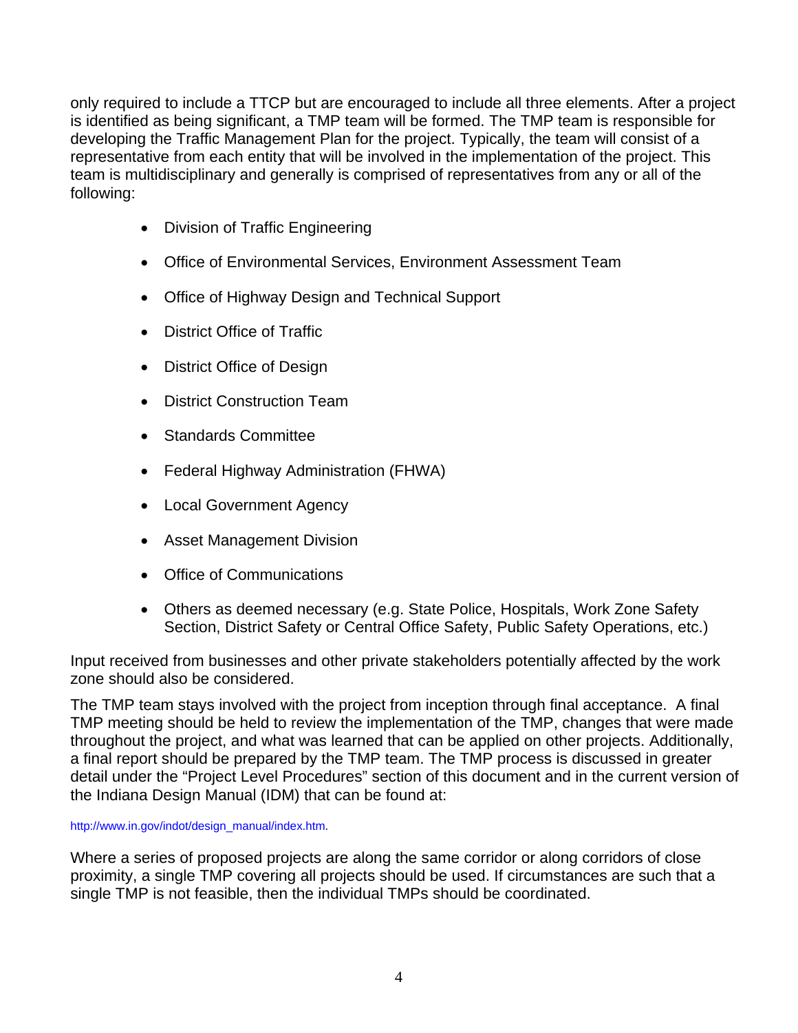only required to include a TTCP but are encouraged to include all three elements. After a project is identified as being significant, a TMP team will be formed. The TMP team is responsible for developing the Traffic Management Plan for the project. Typically, the team will consist of a representative from each entity that will be involved in the implementation of the project. This team is multidisciplinary and generally is comprised of representatives from any or all of the following:

- Division of Traffic Engineering
- Office of Environmental Services, Environment Assessment Team
- Office of Highway Design and Technical Support
- District Office of Traffic
- District Office of Design
- District Construction Team
- Standards Committee
- Federal Highway Administration (FHWA)
- Local Government Agency
- Asset Management Division
- Office of Communications
- Others as deemed necessary (e.g. State Police, Hospitals, Work Zone Safety Section, District Safety or Central Office Safety, Public Safety Operations, etc.)

Input received from businesses and other private stakeholders potentially affected by the work zone should also be considered.

The TMP team stays involved with the project from inception through final acceptance. A final TMP meeting should be held to review the implementation of the TMP, changes that were made throughout the project, and what was learned that can be applied on other projects. Additionally, a final report should be prepared by the TMP team. The TMP process is discussed in greater detail under the "Project Level Procedures" section of this document and in the current version of the Indiana Design Manual (IDM) that can be found at:

http://www.in.gov/indot/design_manual/index.htm.

Where a series of proposed projects are along the same corridor or along corridors of close proximity, a single TMP covering all projects should be used. If circumstances are such that a single TMP is not feasible, then the individual TMPs should be coordinated.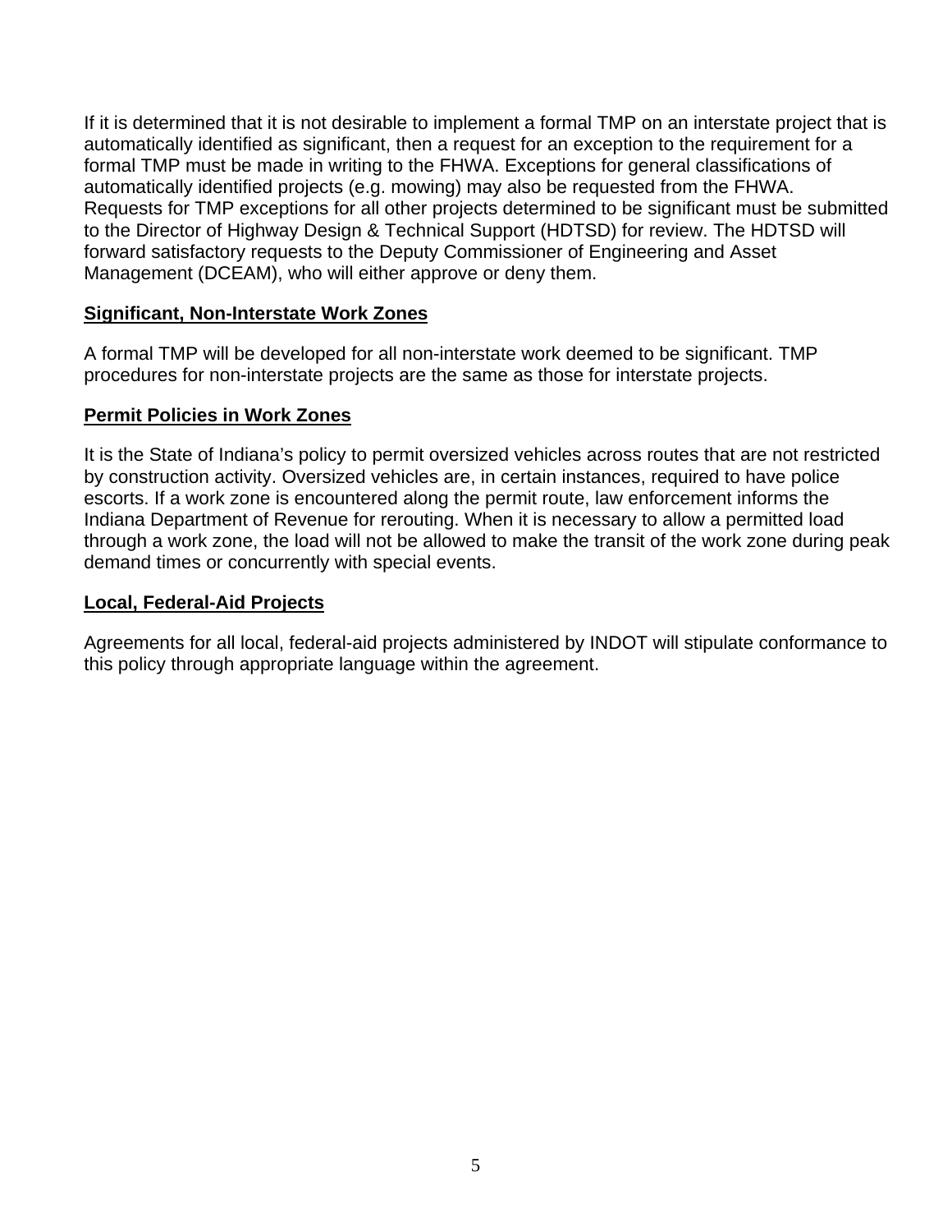If it is determined that it is not desirable to implement a formal TMP on an interstate project that is automatically identified as significant, then a request for an exception to the requirement for a formal TMP must be made in writing to the FHWA. Exceptions for general classifications of automatically identified projects (e.g. mowing) may also be requested from the FHWA. Requests for TMP exceptions for all other projects determined to be significant must be submitted to the Director of Highway Design & Technical Support (HDTSD) for review. The HDTSD will forward satisfactory requests to the Deputy Commissioner of Engineering and Asset Management (DCEAM), who will either approve or deny them.

**Significant, Non-Interstate Work Zones**

A formal TMP will be developed for all non-interstate work deemed to be significant. TMP procedures for non-interstate projects are the same as those for interstate projects.

**Permit Policies in Work Zones**

It is the State of Indiana's policy to permit oversized vehicles across routes that are not restricted by construction activity. Oversized vehicles are, in certain instances, required to have police escorts. If a work zone is encountered along the permit route, law enforcement informs the Indiana Department of Revenue for rerouting. When it is necessary to allow a permitted load through a work zone, the load will not be allowed to make the transit of the work zone during peak demand times or concurrently with special events.

**Local, Federal-Aid Projects**

Agreements for all local, federal-aid projects administered by INDOT will stipulate conformance to this policy through appropriate language within the agreement.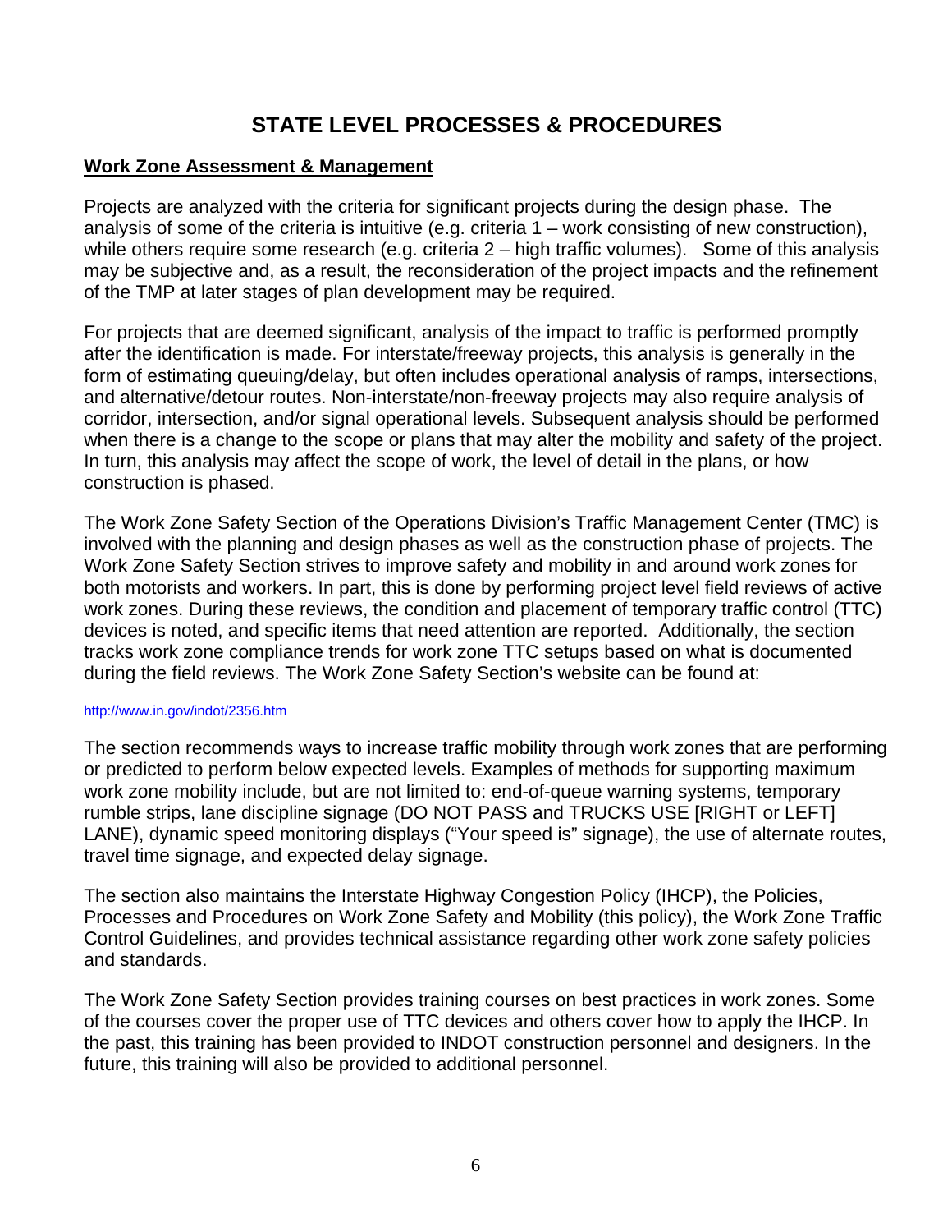# STATE LEVEL PROCESSES & PROCEDURES

**Work Zone Assessment & Management**

Projects are analyzed with the criteria for significant projects during the design phase. The analysis of some of the criteria is intuitive (e.g. criteria 1 – work consisting of new construction), while others require some research (e.g. criteria 2 – high traffic volumes). Some of this analysis may be subjective and, as a result, the reconsideration of the project impacts and the refinement of the TMP at later stages of plan development may be required.

For projects that are deemed significant, analysis of the impact to traffic is performed promptly after the identification is made. For interstate/freeway projects, this analysis is generally in the form of estimating queuing/delay, but often includes operational analysis of ramps, intersections, and alternative/detour routes. Non-interstate/non-freeway projects may also require analysis of corridor, intersection, and/or signal operational levels. Subsequent analysis should be performed when there is a change to the scope or plans that may alter the mobility and safety of the project. In turn, this analysis may affect the scope of work, the level of detail in the plans, or how construction is phased.

The Work Zone Safety Section of the Operations Division's Traffic Management Center (TMC) is involved with the planning and design phases as well as the construction phase of projects. The Work Zone Safety Section strives to improve safety and mobility in and around work zones for both motorists and workers. In part, this is done by performing project level field reviews of active work zones. During these reviews, the condition and placement of temporary traffic control (TTC) devices is noted, and specific items that need attention are reported. Additionally, the section tracks work zone compliance trends for work zone TTC setups based on what is documented during the field reviews. The Work Zone Safety Section's website can be found at:

http://www.in.gov/indot/2356.htm

The section recommends ways to increase traffic mobility through work zones that are performing or predicted to perform below expected levels. Examples of methods for supporting maximum work zone mobility include, but are not limited to: end-of-queue warning systems, temporary rumble strips, lane discipline signage (DO NOT PASS and TRUCKS USE [RIGHT or LEFT] LANE), dynamic speed monitoring displays ("Your speed is" signage), the use of alternate routes, travel time signage, and expected delay signage.

The section also maintains the Interstate Highway Congestion Policy (IHCP), the Policies, Processes and Procedures on Work Zone Safety and Mobility (this policy), the Work Zone Traffic Control Guidelines, and provides technical assistance regarding other work zone safety policies and standards.

The Work Zone Safety Section provides training courses on best practices in work zones. Some of the courses cover the proper use of TTC devices and others cover how to apply the IHCP. In the past, this training has been provided to INDOT construction personnel and designers. In the future, this training will also be provided to additional personnel.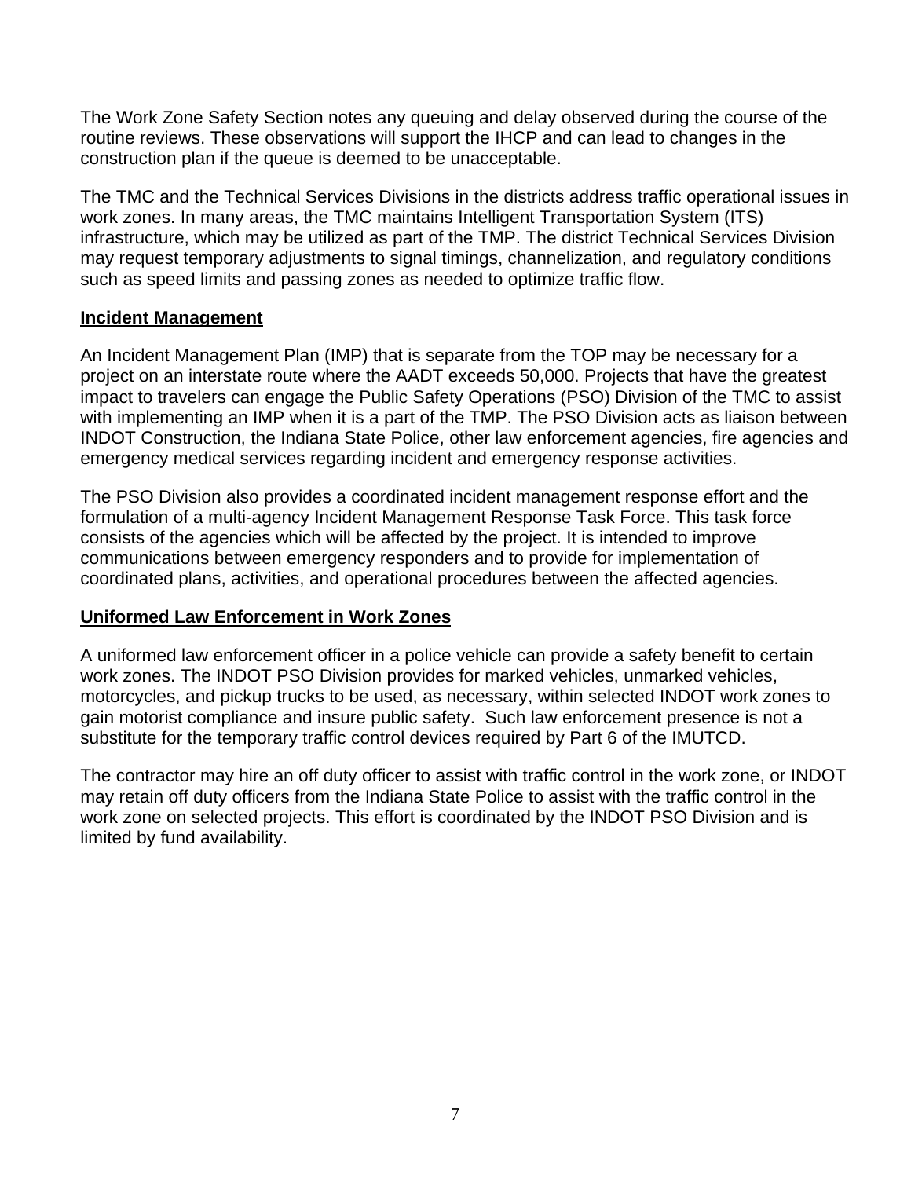The Work Zone Safety Section notes any queuing and delay observed during the course of the routine reviews. These observations will support the IHCP and can lead to changes in the construction plan if the queue is deemed to be unacceptable.

The TMC and the Technical Services Divisions in the districts address traffic operational issues in work zones. In many areas, the TMC maintains Intelligent Transportation System (ITS) infrastructure, which may be utilized as part of the TMP. The district Technical Services Division may request temporary adjustments to signal timings, channelization, and regulatory conditions such as speed limits and passing zones as needed to optimize traffic flow.

**Incident Management**

An Incident Management Plan (IMP) that is separate from the TOP may be necessary for a project on an interstate route where the AADT exceeds 50,000. Projects that have the greatest impact to travelers can engage the Public Safety Operations (PSO) Division of the TMC to assist with implementing an IMP when it is a part of the TMP. The PSO Division acts as liaison between INDOT Construction, the Indiana State Police, other law enforcement agencies, fire agencies and emergency medical services regarding incident and emergency response activities.

The PSO Division also provides a coordinated incident management response effort and the formulation of a multi-agency Incident Management Response Task Force. This task force consists of the agencies which will be affected by the project. It is intended to improve communications between emergency responders and to provide for implementation of coordinated plans, activities, and operational procedures between the affected agencies.

**Uniformed Law Enforcement in Work Zones**

A uniformed law enforcement officer in a police vehicle can provide a safety benefit to certain work zones. The INDOT PSO Division provides for marked vehicles, unmarked vehicles, motorcycles, and pickup trucks to be used, as necessary, within selected INDOT work zones to gain motorist compliance and insure public safety. Such law enforcement presence is not a substitute for the temporary traffic control devices required by Part 6 of the IMUTCD.

The contractor may hire an off duty officer to assist with traffic control in the work zone, or INDOT may retain off duty officers from the Indiana State Police to assist with the traffic control in the work zone on selected projects. This effort is coordinated by the INDOT PSO Division and is limited by fund availability.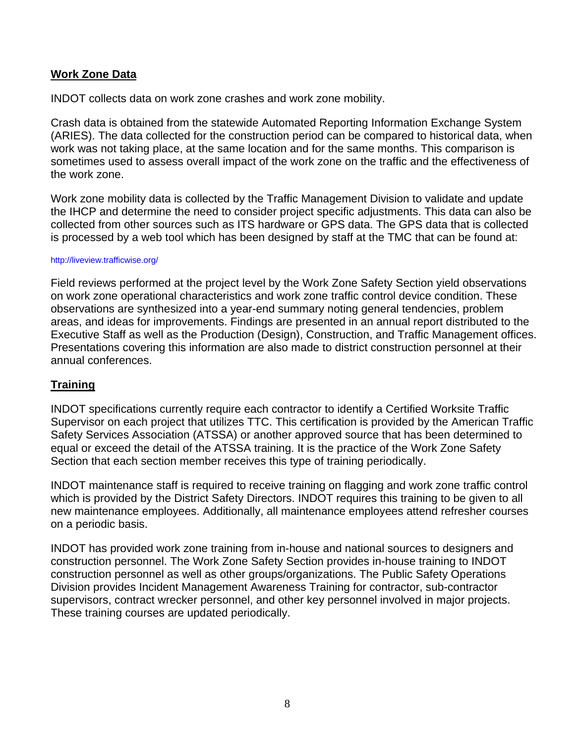## Work Zone Data

INDOT collects data on work zone crashes and work zone mobility.

Crash data is obtained from the statewide Automated Reporting Information Exchange System (ARIES). The data collected for the construction period can be compared to historical data, when work was not taking place, at the same location and for the same months. This comparison is sometimes used to assess overall impact of the work zone on the traffic and the effectiveness of the work zone.

Work zone mobility data is collected by the Traffic Management Division to validate and update the IHCP and determine the need to consider project specific adjustments. This data can also be collected from other sources such as ITS hardware or GPS data. The GPS data that is collected is processed by a web tool which has been designed by staff at the TMC that can be found at:

http://liveview.trafficwise.org/

Field reviews performed at the project level by the Work Zone Safety Section yield observations on work zone operational characteristics and work zone traffic control device condition. These observations are synthesized into a year-end summary noting general tendencies, problem areas, and ideas for improvements. Findings are presented in an annual report distributed to the Executive Staff as well as the Production (Design), Construction, and Traffic Management offices. Presentations covering this information are also made to district construction personnel at their annual conferences.

## Training

INDOT specifications currently require each contractor to identify a Certified Worksite Traffic Supervisor on each project that utilizes TTC. This certification is provided by the American Traffic Safety Services Association (ATSSA) or another approved source that has been determined to equal or exceed the detail of the ATSSA training. It is the practice of the Work Zone Safety Section that each section member receives this type of training periodically.

INDOT maintenance staff is required to receive training on flagging and work zone traffic control which is provided by the District Safety Directors. INDOT requires this training to be given to all new maintenance employees. Additionally, all maintenance employees attend refresher courses on a periodic basis.

INDOT has provided work zone training from in-house and national sources to designers and construction personnel. The Work Zone Safety Section provides in-house training to INDOT construction personnel as well as other groups/organizations. The Public Safety Operations Division provides Incident Management Awareness Training for contractor, sub-contractor supervisors, contract wrecker personnel, and other key personnel involved in major projects. These training courses are updated periodically.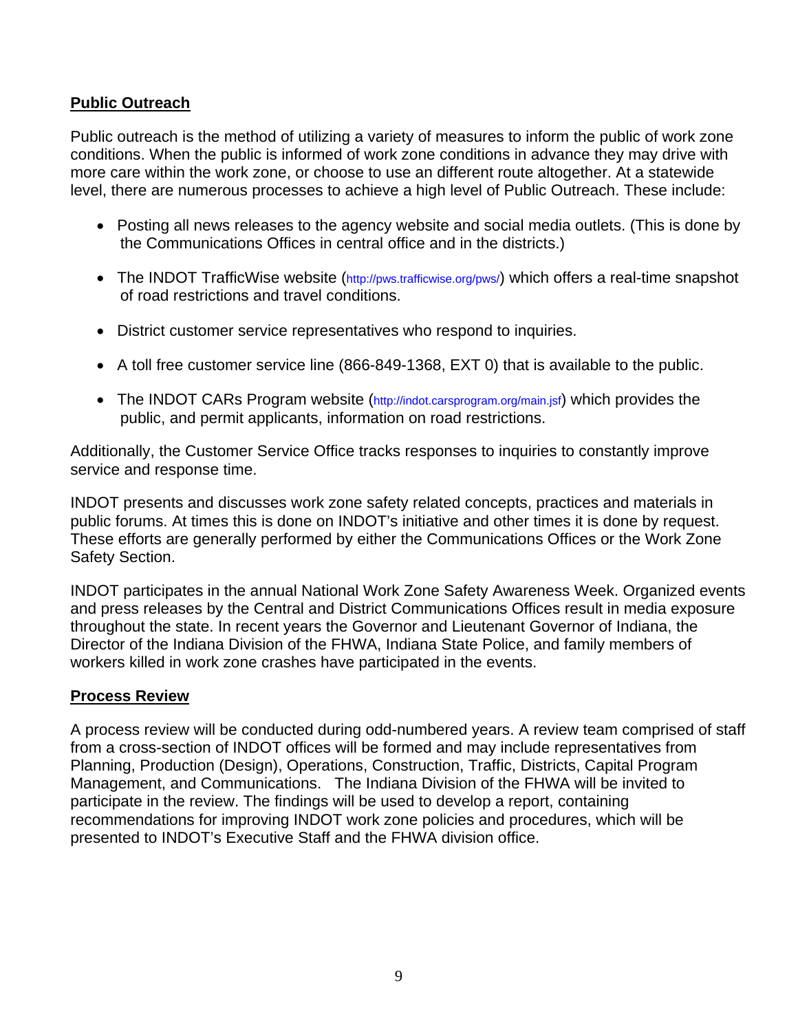## Public Outreach

Public outreach is the method of utilizing a variety of measures to inform the public of work zone conditions. When the public is informed of work zone conditions in advance they may drive with more care within the work zone, or choose to use an different route altogether. At a statewide level, there are numerous processes to achieve a high level of Public Outreach. These include:

- Posting all news releases to the agency website and social media outlets. (This is done by the Communications Offices in central office and in the districts.)
- The INDOT TrafficWise website (http://pws.trafficwise.org/pws/) which offers a real-time snapshot of road restrictions and travel conditions.
- District customer service representatives who respond to inquiries.
- A toll free customer service line (866-849-1368, EXT 0) that is available to the public.
- The INDOT CARs Program website (http://indot.carsprogram.org/main.jsf) which provides the public, and permit applicants, information on road restrictions.

Additionally, the Customer Service Office tracks responses to inquiries to constantly improve service and response time.

INDOT presents and discusses work zone safety related concepts, practices and materials in public forums. At times this is done on INDOT's initiative and other times it is done by request. These efforts are generally performed by either the Communications Offices or the Work Zone Safety Section.

INDOT participates in the annual National Work Zone Safety Awareness Week. Organized events and press releases by the Central and District Communications Offices result in media exposure throughout the state. In recent years the Governor and Lieutenant Governor of Indiana, the Director of the Indiana Division of the FHWA, Indiana State Police, and family members of workers killed in work zone crashes have participated in the events.

## Process Review

A process review will be conducted during odd-numbered years. A review team comprised of staff from a cross-section of INDOT offices will be formed and may include representatives from Planning, Production (Design), Operations, Construction, Traffic, Districts, Capital Program Management, and Communications. The Indiana Division of the FHWA will be invited to participate in the review. The findings will be used to develop a report, containing recommendations for improving INDOT work zone policies and procedures, which will be presented to INDOT's Executive Staff and the FHWA division office.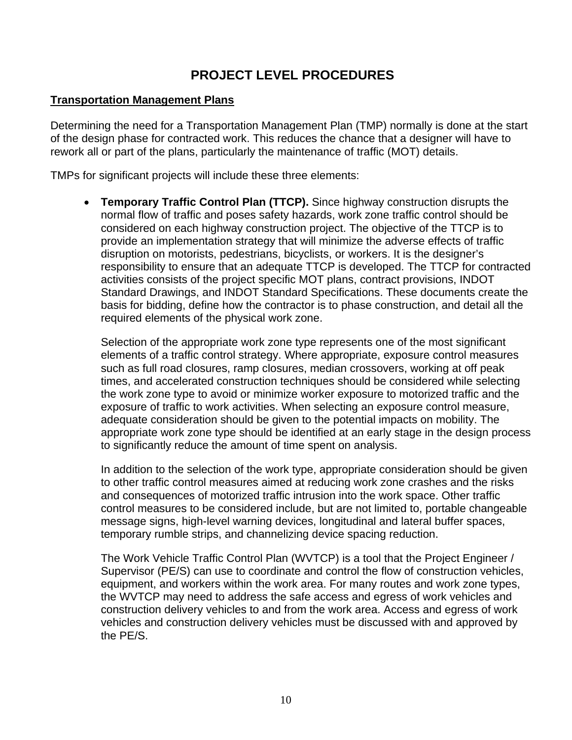# PROJECT LEVEL PROCEDURES

## Transportation Management Plans

Determining the need for a Transportation Management Plan (TMP) normally is done at the start of the design phase for contracted work. This reduces the chance that a designer will have to rework all or part of the plans, particularly the maintenance of traffic (MOT) details.

TMPs for significant projects will include these three elements:

- **Temporary Traffic Control Plan (TTCP).** Since highway construction disrupts the normal flow of traffic and poses safety hazards, work zone traffic control should be considered on each highway construction project. The objective of the TTCP is to provide an implementation strategy that will minimize the adverse effects of traffic disruption on motorists, pedestrians, bicyclists, or workers. It is the designer's responsibility to ensure that an adequate TTCP is developed. The TTCP for contracted activities consists of the project specific MOT plans, contract provisions, INDOT Standard Drawings, and INDOT Standard Specifications. These documents create the basis for bidding, define how the contractor is to phase construction, and detail all the required elements of the physical work zone.

  Selection of the appropriate work zone type represents one of the most significant elements of a traffic control strategy. Where appropriate, exposure control measures such as full road closures, ramp closures, median crossovers, working at off peak times, and accelerated construction techniques should be considered while selecting the work zone type to avoid or minimize worker exposure to motorized traffic and the exposure of traffic to work activities. When selecting an exposure control measure, adequate consideration should be given to the potential impacts on mobility. The appropriate work zone type should be identified at an early stage in the design process to significantly reduce the amount of time spent on analysis.

  In addition to the selection of the work type, appropriate consideration should be given to other traffic control measures aimed at reducing work zone crashes and the risks and consequences of motorized traffic intrusion into the work space. Other traffic control measures to be considered include, but are not limited to, portable changeable message signs, high-level warning devices, longitudinal and lateral buffer spaces, temporary rumble strips, and channelizing device spacing reduction.

  The Work Vehicle Traffic Control Plan (WVTCP) is a tool that the Project Engineer / Supervisor (PE/S) can use to coordinate and control the flow of construction vehicles, equipment, and workers within the work area. For many routes and work zone types, the WVTCP may need to address the safe access and egress of work vehicles and construction delivery vehicles to and from the work area. Access and egress of work vehicles and construction delivery vehicles must be discussed with and approved by the PE/S.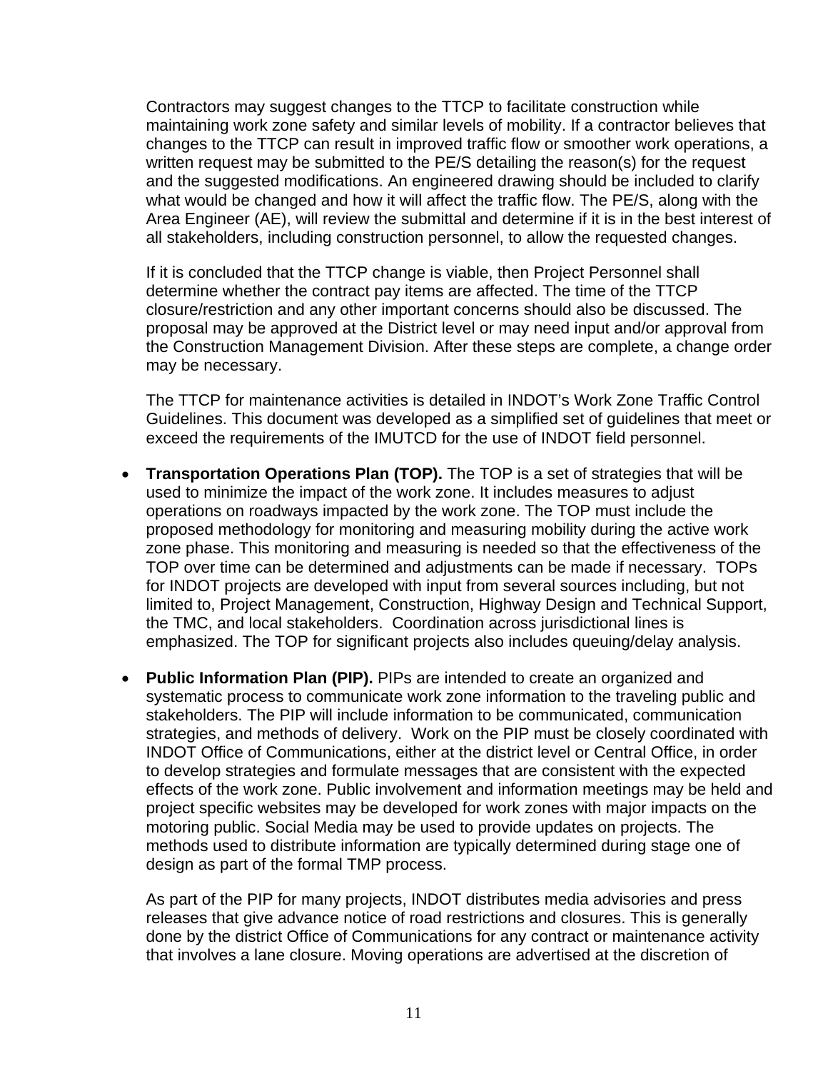Contractors may suggest changes to the TTCP to facilitate construction while maintaining work zone safety and similar levels of mobility. If a contractor believes that changes to the TTCP can result in improved traffic flow or smoother work operations, a written request may be submitted to the PE/S detailing the reason(s) for the request and the suggested modifications. An engineered drawing should be included to clarify what would be changed and how it will affect the traffic flow. The PE/S, along with the Area Engineer (AE), will review the submittal and determine if it is in the best interest of all stakeholders, including construction personnel, to allow the requested changes.

If it is concluded that the TTCP change is viable, then Project Personnel shall determine whether the contract pay items are affected. The time of the TTCP closure/restriction and any other important concerns should also be discussed. The proposal may be approved at the District level or may need input and/or approval from the Construction Management Division. After these steps are complete, a change order may be necessary.

The TTCP for maintenance activities is detailed in INDOT's Work Zone Traffic Control Guidelines. This document was developed as a simplified set of guidelines that meet or exceed the requirements of the IMUTCD for the use of INDOT field personnel.

- **Transportation Operations Plan (TOP).** The TOP is a set of strategies that will be used to minimize the impact of the work zone. It includes measures to adjust operations on roadways impacted by the work zone. The TOP must include the proposed methodology for monitoring and measuring mobility during the active work zone phase. This monitoring and measuring is needed so that the effectiveness of the TOP over time can be determined and adjustments can be made if necessary. TOPs for INDOT projects are developed with input from several sources including, but not limited to, Project Management, Construction, Highway Design and Technical Support, the TMC, and local stakeholders. Coordination across jurisdictional lines is emphasized. The TOP for significant projects also includes queuing/delay analysis.

- **Public Information Plan (PIP).** PIPs are intended to create an organized and systematic process to communicate work zone information to the traveling public and stakeholders. The PIP will include information to be communicated, communication strategies, and methods of delivery. Work on the PIP must be closely coordinated with INDOT Office of Communications, either at the district level or Central Office, in order to develop strategies and formulate messages that are consistent with the expected effects of the work zone. Public involvement and information meetings may be held and project specific websites may be developed for work zones with major impacts on the motoring public. Social Media may be used to provide updates on projects. The methods used to distribute information are typically determined during stage one of design as part of the formal TMP process.

  As part of the PIP for many projects, INDOT distributes media advisories and press releases that give advance notice of road restrictions and closures. This is generally done by the district Office of Communications for any contract or maintenance activity that involves a lane closure. Moving operations are advertised at the discretion of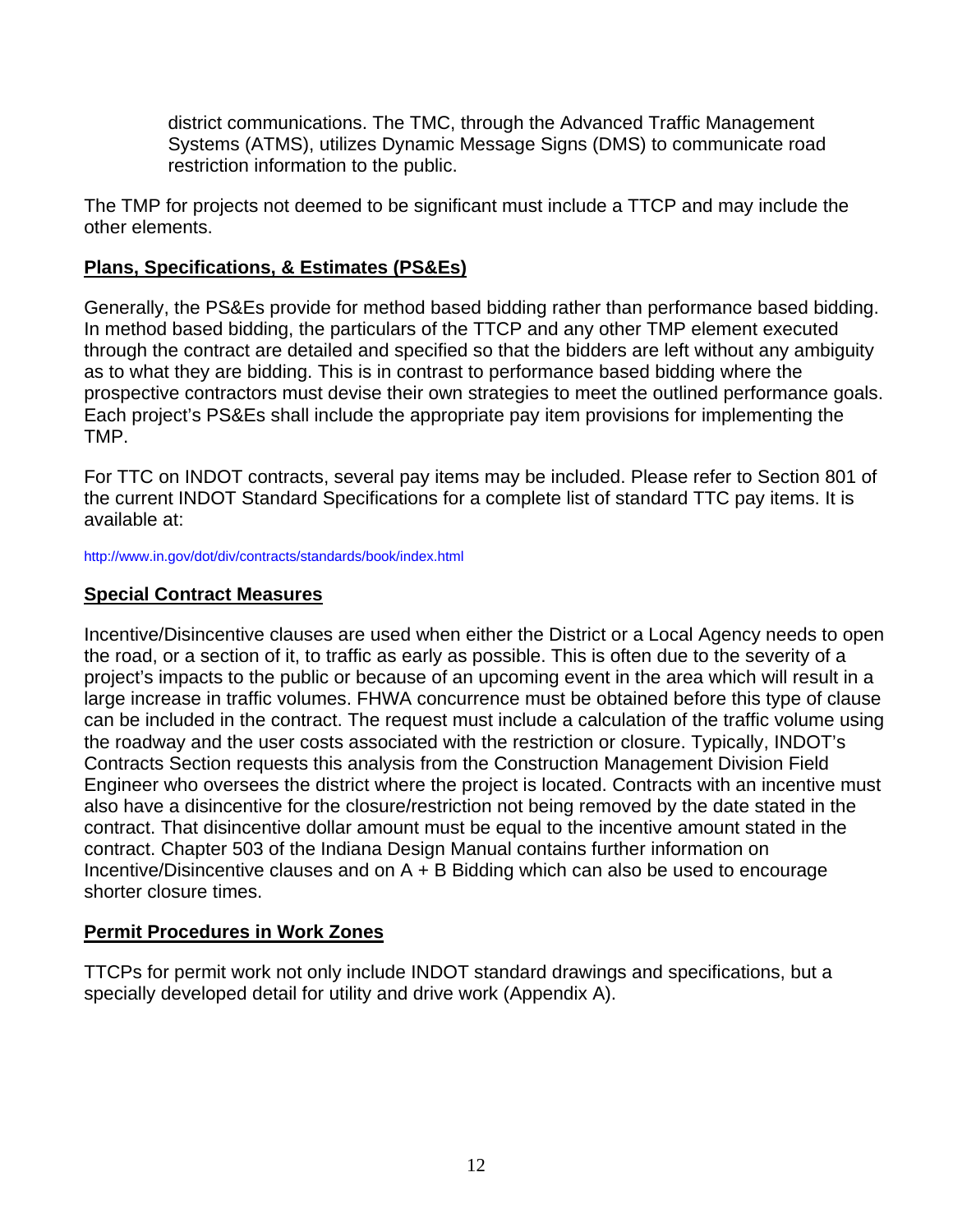district communications. The TMC, through the Advanced Traffic Management Systems (ATMS), utilizes Dynamic Message Signs (DMS) to communicate road restriction information to the public.

The TMP for projects not deemed to be significant must include a TTCP and may include the other elements.

**Plans, Specifications, & Estimates (PS&Es)**

Generally, the PS&Es provide for method based bidding rather than performance based bidding. In method based bidding, the particulars of the TTCP and any other TMP element executed through the contract are detailed and specified so that the bidders are left without any ambiguity as to what they are bidding. This is in contrast to performance based bidding where the prospective contractors must devise their own strategies to meet the outlined performance goals. Each project's PS&Es shall include the appropriate pay item provisions for implementing the TMP.

For TTC on INDOT contracts, several pay items may be included. Please refer to Section 801 of the current INDOT Standard Specifications for a complete list of standard TTC pay items. It is available at:

http://www.in.gov/dot/div/contracts/standards/book/index.html

**Special Contract Measures**

Incentive/Disincentive clauses are used when either the District or a Local Agency needs to open the road, or a section of it, to traffic as early as possible. This is often due to the severity of a project's impacts to the public or because of an upcoming event in the area which will result in a large increase in traffic volumes. FHWA concurrence must be obtained before this type of clause can be included in the contract. The request must include a calculation of the traffic volume using the roadway and the user costs associated with the restriction or closure. Typically, INDOT's Contracts Section requests this analysis from the Construction Management Division Field Engineer who oversees the district where the project is located. Contracts with an incentive must also have a disincentive for the closure/restriction not being removed by the date stated in the contract. That disincentive dollar amount must be equal to the incentive amount stated in the contract. Chapter 503 of the Indiana Design Manual contains further information on Incentive/Disincentive clauses and on A + B Bidding which can also be used to encourage shorter closure times.

**Permit Procedures in Work Zones**

TTCPs for permit work not only include INDOT standard drawings and specifications, but a specially developed detail for utility and drive work (Appendix A).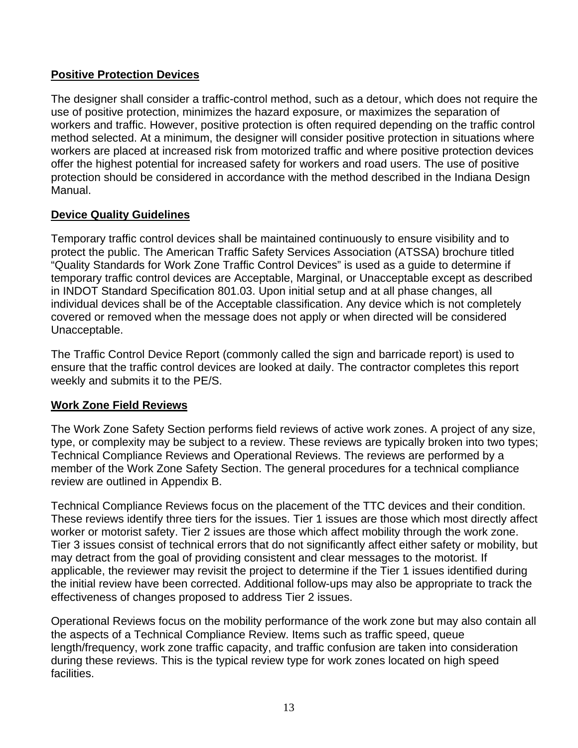## Positive Protection Devices

The designer shall consider a traffic-control method, such as a detour, which does not require the use of positive protection, minimizes the hazard exposure, or maximizes the separation of workers and traffic. However, positive protection is often required depending on the traffic control method selected. At a minimum, the designer will consider positive protection in situations where workers are placed at increased risk from motorized traffic and where positive protection devices offer the highest potential for increased safety for workers and road users. The use of positive protection should be considered in accordance with the method described in the Indiana Design Manual.

## Device Quality Guidelines

Temporary traffic control devices shall be maintained continuously to ensure visibility and to protect the public. The American Traffic Safety Services Association (ATSSA) brochure titled "Quality Standards for Work Zone Traffic Control Devices" is used as a guide to determine if temporary traffic control devices are Acceptable, Marginal, or Unacceptable except as described in INDOT Standard Specification 801.03. Upon initial setup and at all phase changes, all individual devices shall be of the Acceptable classification. Any device which is not completely covered or removed when the message does not apply or when directed will be considered Unacceptable.

The Traffic Control Device Report (commonly called the sign and barricade report) is used to ensure that the traffic control devices are looked at daily. The contractor completes this report weekly and submits it to the PE/S.

## Work Zone Field Reviews

The Work Zone Safety Section performs field reviews of active work zones. A project of any size, type, or complexity may be subject to a review. These reviews are typically broken into two types; Technical Compliance Reviews and Operational Reviews. The reviews are performed by a member of the Work Zone Safety Section. The general procedures for a technical compliance review are outlined in Appendix B.

Technical Compliance Reviews focus on the placement of the TTC devices and their condition. These reviews identify three tiers for the issues. Tier 1 issues are those which most directly affect worker or motorist safety. Tier 2 issues are those which affect mobility through the work zone. Tier 3 issues consist of technical errors that do not significantly affect either safety or mobility, but may detract from the goal of providing consistent and clear messages to the motorist. If applicable, the reviewer may revisit the project to determine if the Tier 1 issues identified during the initial review have been corrected. Additional follow-ups may also be appropriate to track the effectiveness of changes proposed to address Tier 2 issues.

Operational Reviews focus on the mobility performance of the work zone but may also contain all the aspects of a Technical Compliance Review. Items such as traffic speed, queue length/frequency, work zone traffic capacity, and traffic confusion are taken into consideration during these reviews. This is the typical review type for work zones located on high speed facilities.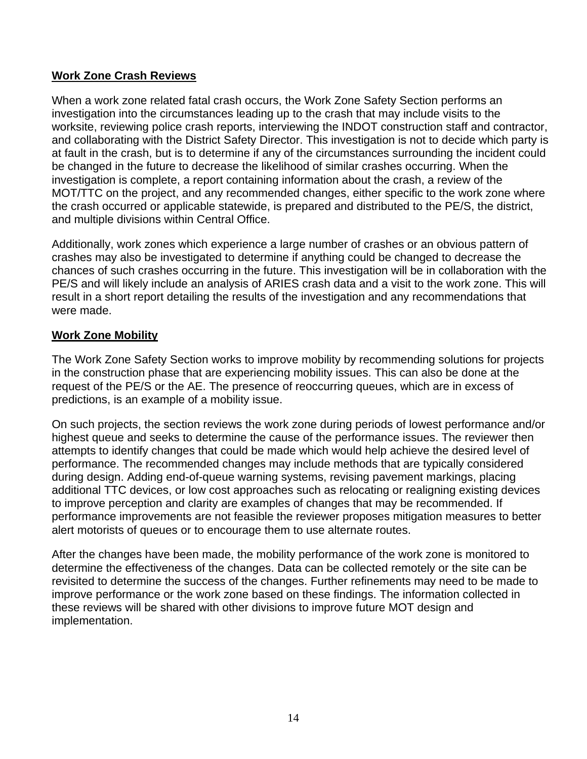## Work Zone Crash Reviews

When a work zone related fatal crash occurs, the Work Zone Safety Section performs an investigation into the circumstances leading up to the crash that may include visits to the worksite, reviewing police crash reports, interviewing the INDOT construction staff and contractor, and collaborating with the District Safety Director. This investigation is not to decide which party is at fault in the crash, but is to determine if any of the circumstances surrounding the incident could be changed in the future to decrease the likelihood of similar crashes occurring. When the investigation is complete, a report containing information about the crash, a review of the MOT/TTC on the project, and any recommended changes, either specific to the work zone where the crash occurred or applicable statewide, is prepared and distributed to the PE/S, the district, and multiple divisions within Central Office.

Additionally, work zones which experience a large number of crashes or an obvious pattern of crashes may also be investigated to determine if anything could be changed to decrease the chances of such crashes occurring in the future. This investigation will be in collaboration with the PE/S and will likely include an analysis of ARIES crash data and a visit to the work zone. This will result in a short report detailing the results of the investigation and any recommendations that were made.

## Work Zone Mobility

The Work Zone Safety Section works to improve mobility by recommending solutions for projects in the construction phase that are experiencing mobility issues. This can also be done at the request of the PE/S or the AE. The presence of reoccurring queues, which are in excess of predictions, is an example of a mobility issue.

On such projects, the section reviews the work zone during periods of lowest performance and/or highest queue and seeks to determine the cause of the performance issues. The reviewer then attempts to identify changes that could be made which would help achieve the desired level of performance. The recommended changes may include methods that are typically considered during design. Adding end-of-queue warning systems, revising pavement markings, placing additional TTC devices, or low cost approaches such as relocating or realigning existing devices to improve perception and clarity are examples of changes that may be recommended. If performance improvements are not feasible the reviewer proposes mitigation measures to better alert motorists of queues or to encourage them to use alternate routes.

After the changes have been made, the mobility performance of the work zone is monitored to determine the effectiveness of the changes. Data can be collected remotely or the site can be revisited to determine the success of the changes. Further refinements may need to be made to improve performance or the work zone based on these findings. The information collected in these reviews will be shared with other divisions to improve future MOT design and implementation.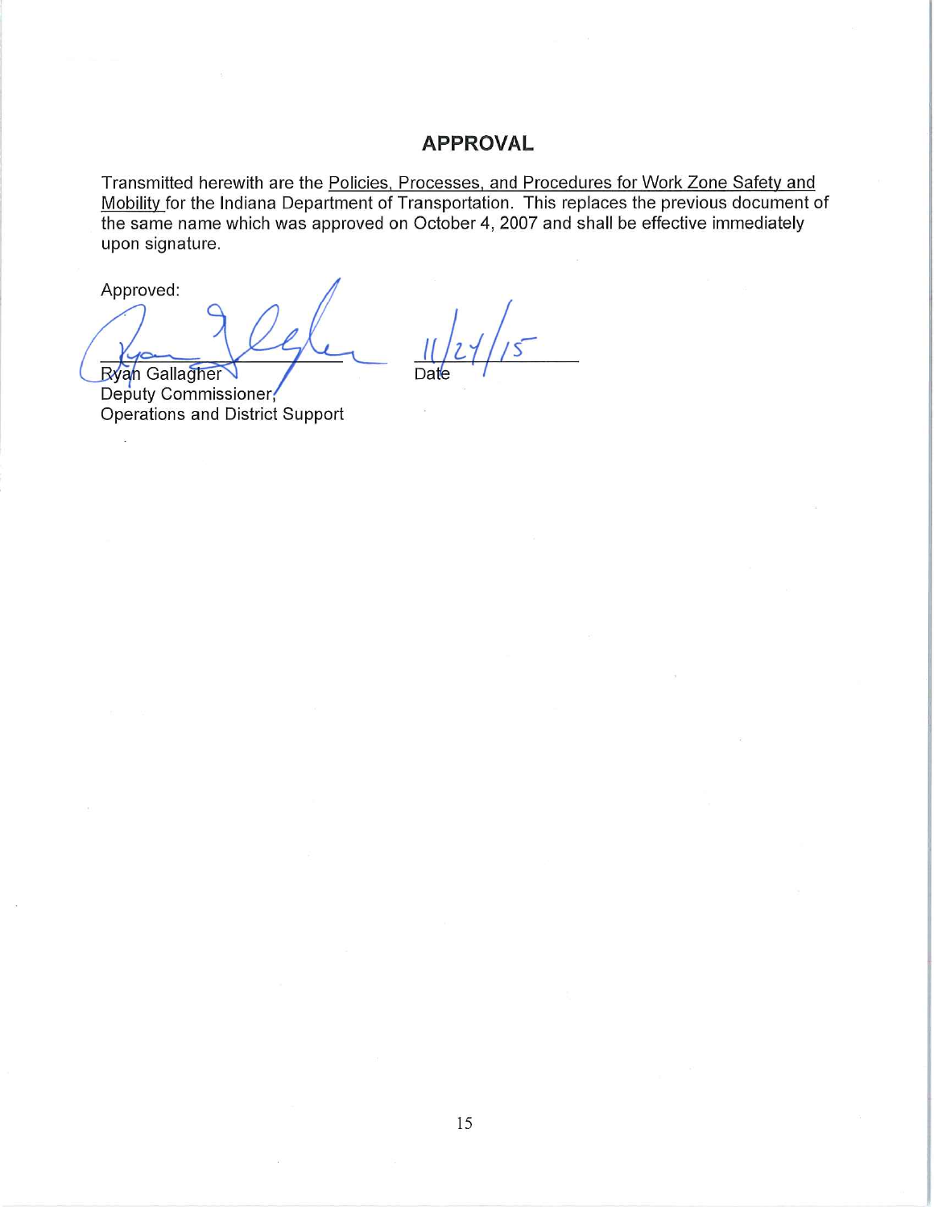## APPROVAL

Transmitted herewith are the Policies, Processes, and Procedures for Work Zone Safety and Mobility for the Indiana Department of Transportation. This replaces the previous document of the same name which was approved on October 4, 2007 and shall be effective immediately upon signature.

Approved:

Ryan Gallagher
Deputy Commissioner,
Operations and District Support

11/24/15
Date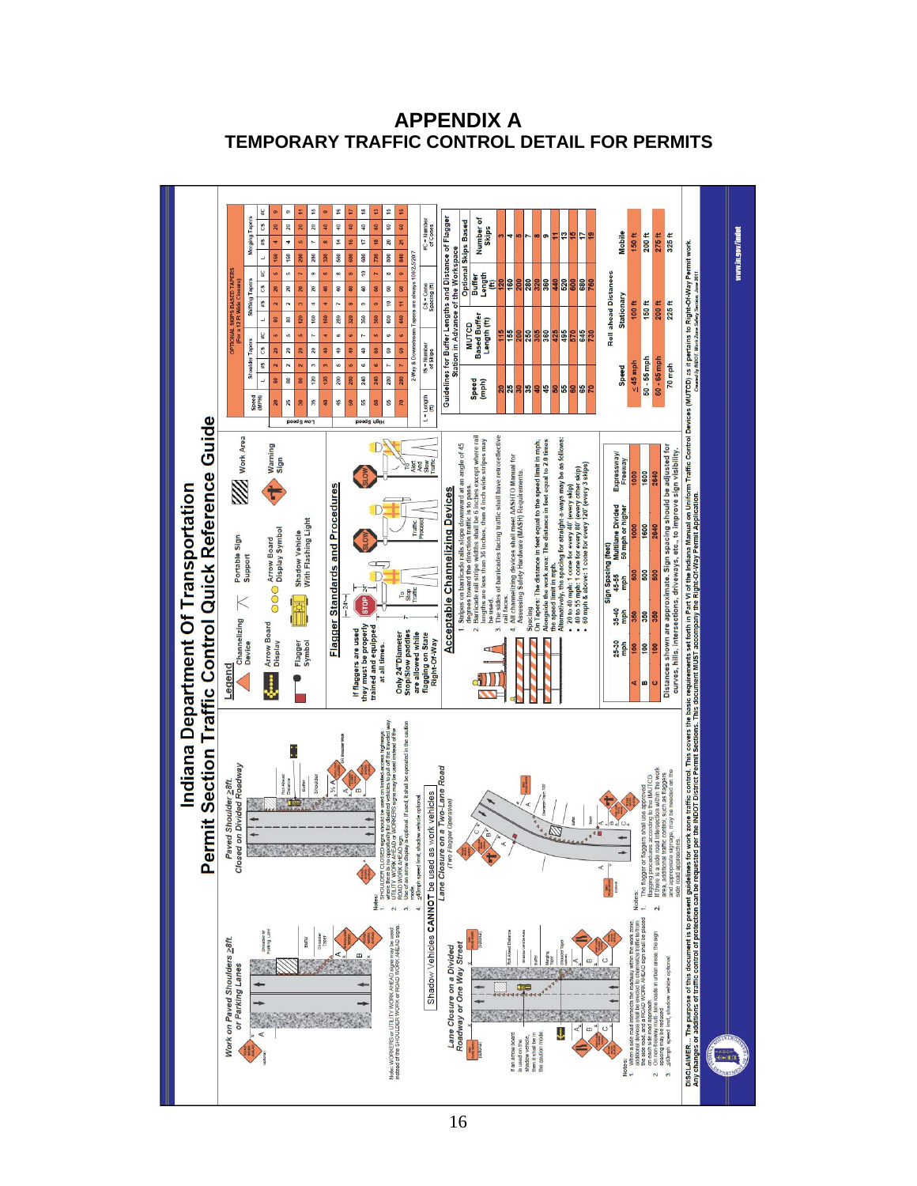# APPENDIX A

## TEMPORARY TRAFFIC CONTROL DETAIL FOR PERMITS

# Indiana Department Of Transportation

## Permit Section Traffic Control Quick Reference Guide

### Work on Paved Shoulders ≥8ft. or Parking Lanes

Note: WORKERS or UTILITY WORK AHEAD signs may be used instead of the SHOULDER WORK or ROAD WORK AHEAD signs.

### Paved Shoulder ≥8ft. Closed on Divided Roadway

Notes:

1. SHOULDER CLOSED signs should be used on limited-access highways where there is no opportunity for disabled vehicles to pull off the traveled way.
2. UTILITY WORK AHEAD or WORKERS signs may be used instead of the ROAD WORK AHEAD sign.
3. Use of an arrow display is optional. If used, it shall be operated in the caution mode.
4. ≤40mph speed limit, shadow vehicle optional.

**Shadow Vehicles CANNOT be used as work vehicles**

### Lane Closure on a Divided Roadway or One Way Street

If an arrow board is used on the shadow vehicle, then it shall be in the caution mode.

Notes:

1. When a side road intersects the roadway within the work zone, additional devices shall be erected to channelize traffic to/from the side road, and a ROAD WORK AHEAD sign shall be placed on each side road approach.
2. On non freeway multi-lane roads in urban areas, the sign spacing may be reduced.
3. ≤40mph speed limit, shadow vehicle optional.

### Lane Closure on a Two-Lane Road (Two Flagger Operation)

Notes:

1. The flagger or flaggers shall use approved flagging procedures according to the MUTCD.
2. If there is a side road intersection within the work area, additional traffic control, such as flaggers and appropriate signage, may be needed on the side road approaches.

### Legend

- Channelizing Device
- Portable Sign Support
- Work Area
- Arrow Board Display
- Arrow Board Display Symbol
- Warning Sign
- Flagger Symbol
- Shadow Vehicle With Flashing Light

### Flagger Standards and Procedures

If flaggers are used they must be properly trained and equipped at all times.

Only 24"Diameter Stop/Slow paddles are allowed while flagging on State Right-Of-Way

To Stop Traffic — Traffic Proceed — To Alert And Slow Traffic

### Acceptable Channelizing Devices

1. Stripes on barricade rails slope downward at an angle of 45 degrees toward the direction traffic is to pass.
2. Barricade rail stripe widths shall be 6 inches except where rail lengths are less than 36 inches, then 4 inch wide stripes may be used.
3. The sides of barricades facing traffic shall have retroreflective rail faces.
4. All channelizing devices shall meet AASHTO Manual for Assessing Safety Hardware (MASH) Requirements.

Spacing
On Tapers: The distance in feet equal to the speed limit in mph.
Alongside the work area: The distance in feet equal to 2.0 times the speed limit in mph.
Alternatively, the spacing for straight-a-ways may be as follows:

- 20 to 40 mph: 1 cone for every 40' (every skip)
- 40 to 55 mph: 1 cone for every 80' (every other skip)
- 60 mph & above: 1 cone for every 120' (every 3 skips)

| Sign Spacing (feet) | 25-30 mph | 35-40 mph | 45-55 mph | Multilane Divided 50 mph or higher | Expressway/ Freeway |
|---|---|---|---|---|---|
| A | 100 | 350 | 500 | 1000 | 1000 |
| B | 100 | 350 | 500 | 1600 | 1600 |
| C | 100 | 350 | 500 | 2640 | 2640 |

Distances shown are approximate. Sign spacing should be adjusted for curves, hills, intersections, driveways, etc., to improve sign visibility.

### OPTIONAL SKIPS BASED TAPERS (For a 12 Ft Wide Closure)

| | Speed (MPH) | Shoulder Tapers L | #S | CS | #C | Shifting Tapers L | #S | CS | #C | Merging Tapers L | #S | CS | #C |
|---|---|---|---|---|---|---|---|---|---|---|---|---|---|
| Low Speed | 20 | 80 | 2 | 20 | 5 | 80 | 2 | 20 | 5 | 160 | 4 | 20 | 9 |
| | 25 | 80 | 2 | 20 | 5 | 80 | 2 | 20 | 5 | 160 | 4 | 20 | 9 |
| | 30 | 80 | 2 | 20 | 5 | 120 | 3 | 20 | 7 | 200 | 5 | 20 | 11 |
| | 35 | 120 | 3 | 20 | 7 | 160 | 4 | 20 | 9 | 280 | 7 | 20 | 15 |
| | 40 | 120 | 3 | 40 | 4 | 160 | 4 | 40 | 5 | 320 | 8 | 40 | 9 |
| High Speed | 45 | 200 | 5 | 40 | 6 | 280 | 7 | 40 | 8 | 560 | 14 | 40 | 15 |
| | 50 | 200 | 5 | 40 | 6 | 320 | 8 | 40 | 9 | 600 | 15 | 40 | 16 |
| | 55 | 240 | 6 | 40 | 7 | 360 | 9 | 40 | 10 | 680 | 17 | 40 | 18 |
| | 60 | 240 | 6 | 80 | 4 | 360 | 9 | 80 | 6 | 720 | 18 | 80 | 10 |
| | 65 | 280 | 7 | 80 | 5 | 400 | 10 | 80 | 6 | 800 | 20 | 80 | 11 |
| | 70 | 280 | 7 | 80 | 5 | 440 | 11 | 80 | 7 | 840 | 21 | 80 | 12 |

2-Way & Downstream Tapers are always 100'/2.5/20'/7

L = Length (ft) — #S = Number of Skips — CS = Cone Spacing (ft) — #C = Number of Cones

### Guidelines for Buffer Lengths and Distance of Flagger Station in Advance of the Workspace

| Speed (mph) | MUTCD Based Buffer Length (ft) | Optional Skips Based Buffer Length (ft) | Number of Skips |
|---|---|---|---|
| 20 | 115 | 120 | 3 |
| 25 | 155 | 160 | 4 |
| 30 | 200 | 200 | 5 |
| 35 | 250 | 280 | 7 |
| 40 | 305 | 320 | 8 |
| 45 | 360 | 360 | 9 |
| 50 | 425 | 440 | 11 |
| 55 | 495 | 520 | 13 |
| 60 | 570 | 600 | 15 |
| 65 | 645 | 680 | 17 |
| 70 | 730 | 760 | 19 |

### Roll ahead Distances

| Speed | Stationary | Mobile |
|---|---|---|
| ≤ 45 mph | 100 ft | 150 ft |
| 50 - 55 mph | 150 ft | 200 ft |
| 60 - 65 mph | 200 ft | 275 ft |
| 70 mph | 225 ft | 325 ft |

**DISCLAIMER** – The purpose of this document is to present guidelines for work zone traffic control. This covers the basic requirements set forth in Part VI of the Indiana Manual on Uniform Traffic Control Devices (MUTCD) as it pertains to Right-Of-Way Permit work. Any changes or additions of traffic control or of protection can be requested per the INDOT District Permit Sections. This document MUST accompany the Right-Of-Way Permit Application.

www.in.gov/indot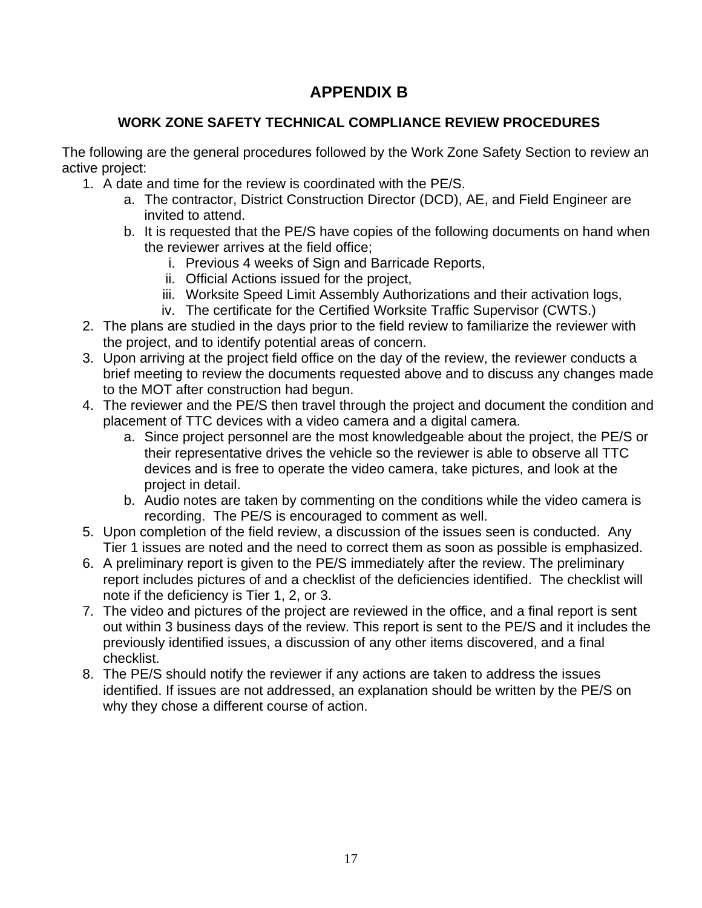# APPENDIX B

## WORK ZONE SAFETY TECHNICAL COMPLIANCE REVIEW PROCEDURES

The following are the general procedures followed by the Work Zone Safety Section to review an active project:

1. A date and time for the review is coordinated with the PE/S.
   a. The contractor, District Construction Director (DCD), AE, and Field Engineer are invited to attend.
   b. It is requested that the PE/S have copies of the following documents on hand when the reviewer arrives at the field office;
      i. Previous 4 weeks of Sign and Barricade Reports,
      ii. Official Actions issued for the project,
      iii. Worksite Speed Limit Assembly Authorizations and their activation logs,
      iv. The certificate for the Certified Worksite Traffic Supervisor (CWTS.)
2. The plans are studied in the days prior to the field review to familiarize the reviewer with the project, and to identify potential areas of concern.
3. Upon arriving at the project field office on the day of the review, the reviewer conducts a brief meeting to review the documents requested above and to discuss any changes made to the MOT after construction had begun.
4. The reviewer and the PE/S then travel through the project and document the condition and placement of TTC devices with a video camera and a digital camera.
   a. Since project personnel are the most knowledgeable about the project, the PE/S or their representative drives the vehicle so the reviewer is able to observe all TTC devices and is free to operate the video camera, take pictures, and look at the project in detail.
   b. Audio notes are taken by commenting on the conditions while the video camera is recording. The PE/S is encouraged to comment as well.
5. Upon completion of the field review, a discussion of the issues seen is conducted. Any Tier 1 issues are noted and the need to correct them as soon as possible is emphasized.
6. A preliminary report is given to the PE/S immediately after the review. The preliminary report includes pictures of and a checklist of the deficiencies identified. The checklist will note if the deficiency is Tier 1, 2, or 3.
7. The video and pictures of the project are reviewed in the office, and a final report is sent out within 3 business days of the review. This report is sent to the PE/S and it includes the previously identified issues, a discussion of any other items discovered, and a final checklist.
8. The PE/S should notify the reviewer if any actions are taken to address the issues identified. If issues are not addressed, an explanation should be written by the PE/S on why they chose a different course of action.